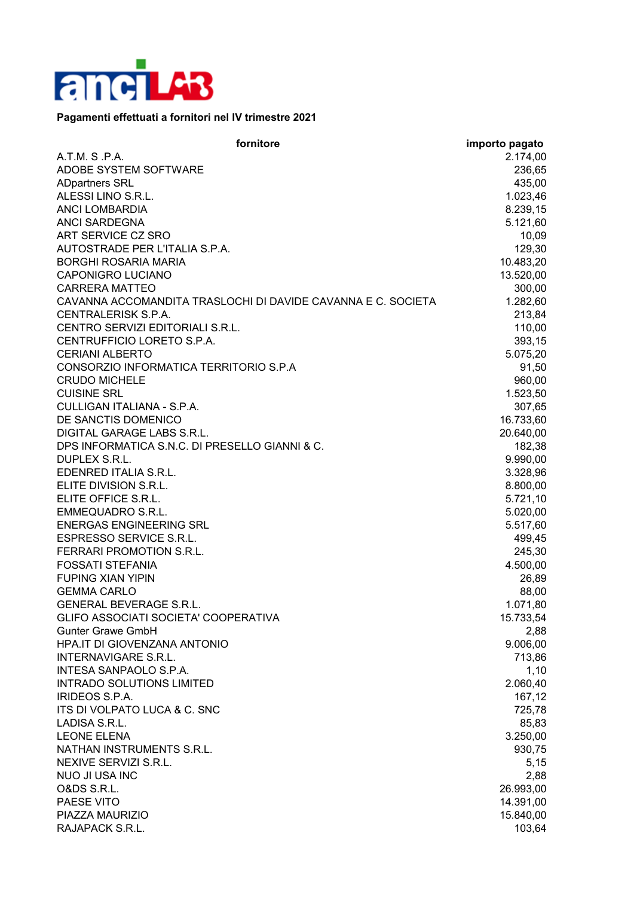**Pagamenti effettuati a fornitori nel IV trimestre 2021**

| fornitore | importo pagato |
|---|---:|
| A.T.M. S .P.A. | 2.174,00 |
| ADOBE SYSTEM SOFTWARE | 236,65 |
| ADpartners SRL | 435,00 |
| ALESSI LINO S.R.L. | 1.023,46 |
| ANCI LOMBARDIA | 8.239,15 |
| ANCI SARDEGNA | 5.121,60 |
| ART SERVICE CZ SRO | 10,09 |
| AUTOSTRADE PER L'ITALIA S.P.A. | 129,30 |
| BORGHI ROSARIA MARIA | 10.483,20 |
| CAPONIGRO LUCIANO | 13.520,00 |
| CARRERA MATTEO | 300,00 |
| CAVANNA ACCOMANDITA TRASLOCHI DI DAVIDE CAVANNA E C. SOCIETA | 1.282,60 |
| CENTRALERISK S.P.A. | 213,84 |
| CENTRO SERVIZI EDITORIALI S.R.L. | 110,00 |
| CENTRUFFICIO LORETO S.P.A. | 393,15 |
| CERIANI ALBERTO | 5.075,20 |
| CONSORZIO INFORMATICA TERRITORIO S.P.A | 91,50 |
| CRUDO MICHELE | 960,00 |
| CUISINE SRL | 1.523,50 |
| CULLIGAN ITALIANA - S.P.A. | 307,65 |
| DE SANCTIS DOMENICO | 16.733,60 |
| DIGITAL GARAGE LABS S.R.L. | 20.640,00 |
| DPS INFORMATICA S.N.C. DI PRESELLO GIANNI & C. | 182,38 |
| DUPLEX S.R.L. | 9.990,00 |
| EDENRED ITALIA S.R.L. | 3.328,96 |
| ELITE DIVISION S.R.L. | 8.800,00 |
| ELITE OFFICE S.R.L. | 5.721,10 |
| EMMEQUADRO S.R.L. | 5.020,00 |
| ENERGAS ENGINEERING SRL | 5.517,60 |
| ESPRESSO SERVICE S.R.L. | 499,45 |
| FERRARI PROMOTION S.R.L. | 245,30 |
| FOSSATI STEFANIA | 4.500,00 |
| FUPING XIAN YIPIN | 26,89 |
| GEMMA CARLO | 88,00 |
| GENERAL BEVERAGE S.R.L. | 1.071,80 |
| GLIFO ASSOCIATI SOCIETA' COOPERATIVA | 15.733,54 |
| Gunter Grawe GmbH | 2,88 |
| HPA.IT DI GIOVENZANA ANTONIO | 9.006,00 |
| INTERNAVIGARE S.R.L. | 713,86 |
| INTESA SANPAOLO S.P.A. | 1,10 |
| INTRADO SOLUTIONS LIMITED | 2.060,40 |
| IRIDEOS S.P.A. | 167,12 |
| ITS DI VOLPATO LUCA & C. SNC | 725,78 |
| LADISA S.R.L. | 85,83 |
| LEONE ELENA | 3.250,00 |
| NATHAN INSTRUMENTS S.R.L. | 930,75 |
| NEXIVE SERVIZI S.R.L. | 5,15 |
| NUO JI USA INC | 2,88 |
| O&DS S.R.L. | 26.993,00 |
| PAESE VITO | 14.391,00 |
| PIAZZA MAURIZIO | 15.840,00 |
| RAJAPACK S.R.L. | 103,64 |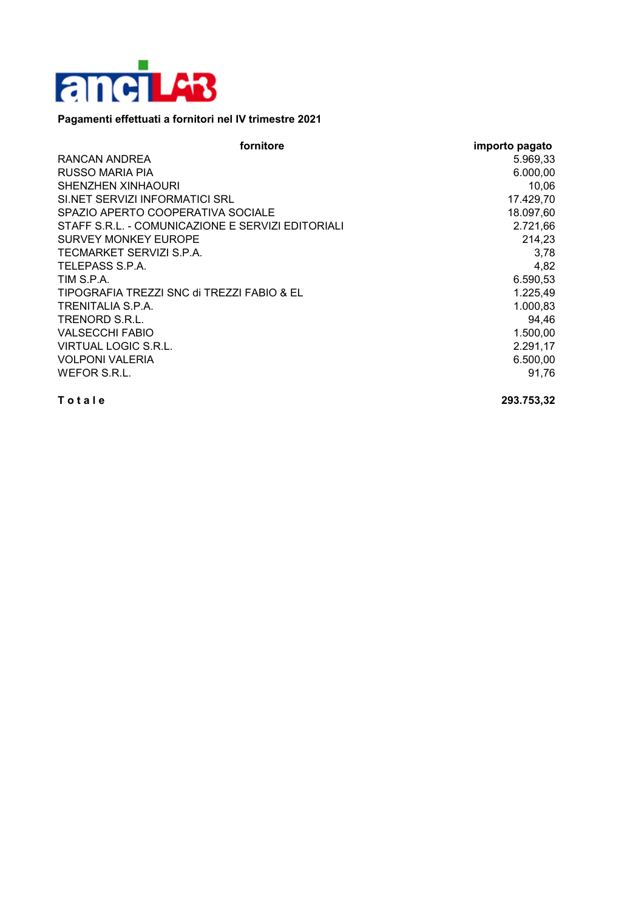**Pagamenti effettuati a fornitori nel IV trimestre 2021**

| fornitore | importo pagato |
|---|---|
| RANCAN ANDREA | 5.969,33 |
| RUSSO MARIA PIA | 6.000,00 |
| SHENZHEN XINHAOURI | 10,06 |
| SI.NET SERVIZI INFORMATICI SRL | 17.429,70 |
| SPAZIO APERTO COOPERATIVA SOCIALE | 18.097,60 |
| STAFF S.R.L. - COMUNICAZIONE E SERVIZI EDITORIALI | 2.721,66 |
| SURVEY MONKEY EUROPE | 214,23 |
| TECMARKET SERVIZI S.P.A. | 3,78 |
| TELEPASS S.P.A. | 4,82 |
| TIM S.P.A. | 6.590,53 |
| TIPOGRAFIA TREZZI SNC di TREZZI FABIO & EL | 1.225,49 |
| TRENITALIA S.P.A. | 1.000,83 |
| TRENORD S.R.L. | 94,46 |
| VALSECCHI FABIO | 1.500,00 |
| VIRTUAL LOGIC S.R.L. | 2.291,17 |
| VOLPONI VALERIA | 6.500,00 |
| WEFOR S.R.L. | 91,76 |
| **Totale** | **293.753,32** |